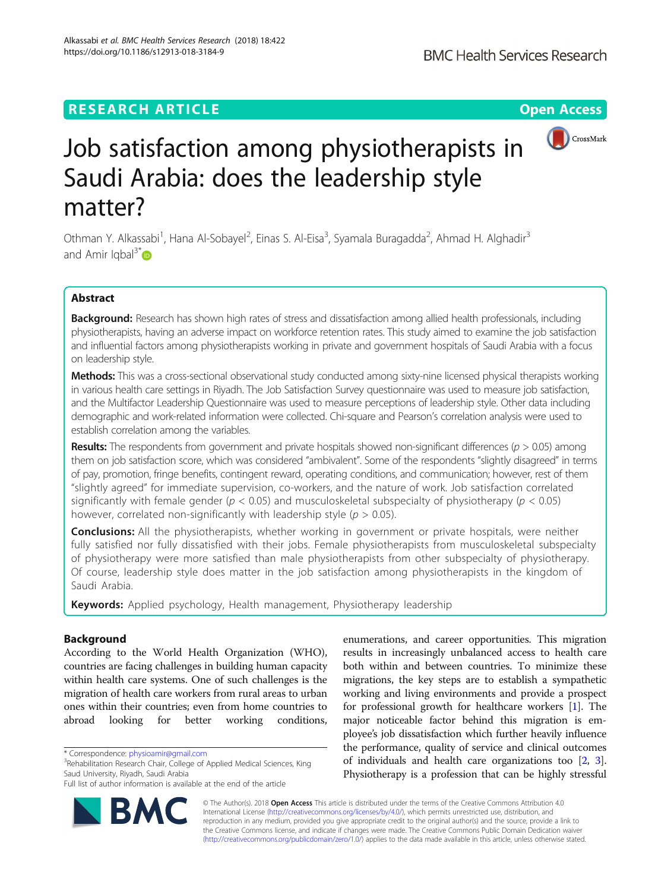RESEARCH ARTICLE

Open Access

# Job satisfaction among physiotherapists in Saudi Arabia: does the leadership style matter?

Othman Y. Alkassabi[1], Hana Al-Sobayel[2], Einas S. Al-Eisa[3], Syamala Buragadda[2], Ahmad H. Alghadir[3] and Amir Iqbal[3*]

## Abstract

**Background:** Research has shown high rates of stress and dissatisfaction among allied health professionals, including physiotherapists, having an adverse impact on workforce retention rates. This study aimed to examine the job satisfaction and influential factors among physiotherapists working in private and government hospitals of Saudi Arabia with a focus on leadership style.

**Methods:** This was a cross-sectional observational study conducted among sixty-nine licensed physical therapists working in various health care settings in Riyadh. The Job Satisfaction Survey questionnaire was used to measure job satisfaction, and the Multifactor Leadership Questionnaire was used to measure perceptions of leadership style. Other data including demographic and work-related information were collected. Chi-square and Pearson's correlation analysis were used to establish correlation among the variables.

**Results:** The respondents from government and private hospitals showed non-significant differences ($p > 0.05$) among them on job satisfaction score, which was considered "ambivalent". Some of the respondents "slightly disagreed" in terms of pay, promotion, fringe benefits, contingent reward, operating conditions, and communication; however, rest of them "slightly agreed" for immediate supervision, co-workers, and the nature of work. Job satisfaction correlated significantly with female gender ($p < 0.05$) and musculoskeletal subspecialty of physiotherapy ($p < 0.05$) however, correlated non-significantly with leadership style ($p > 0.05$).

**Conclusions:** All the physiotherapists, whether working in government or private hospitals, were neither fully satisfied nor fully dissatisfied with their jobs. Female physiotherapists from musculoskeletal subspecialty of physiotherapy were more satisfied than male physiotherapists from other subspecialty of physiotherapy. Of course, leadership style does matter in the job satisfaction among physiotherapists in the kingdom of Saudi Arabia.

**Keywords:** Applied psychology, Health management, Physiotherapy leadership

## Background

According to the World Health Organization (WHO), countries are facing challenges in building human capacity within health care systems. One of such challenges is the migration of health care workers from rural areas to urban ones within their countries; even from home countries to abroad looking for better working conditions, enumerations, and career opportunities. This migration results in increasingly unbalanced access to health care both within and between countries. To minimize these migrations, the key steps are to establish a sympathetic working and living environments and provide a prospect for professional growth for healthcare workers [1]. The major noticeable factor behind this migration is employee's job dissatisfaction which further heavily influence the performance, quality of service and clinical outcomes of individuals and health care organizations too [2, 3]. Physiotherapy is a profession that can be highly stressful

\* Correspondence: physioamir@gmail.com
[3]Rehabilitation Research Chair, College of Applied Medical Sciences, King Saud University, Riyadh, Saudi Arabia
Full list of author information is available at the end of the article

© The Author(s). 2018 **Open Access** This article is distributed under the terms of the Creative Commons Attribution 4.0 International License (http://creativecommons.org/licenses/by/4.0/), which permits unrestricted use, distribution, and reproduction in any medium, provided you give appropriate credit to the original author(s) and the source, provide a link to the Creative Commons license, and indicate if changes were made. The Creative Commons Public Domain Dedication waiver (http://creativecommons.org/publicdomain/zero/1.0/) applies to the data made available in this article, unless otherwise stated.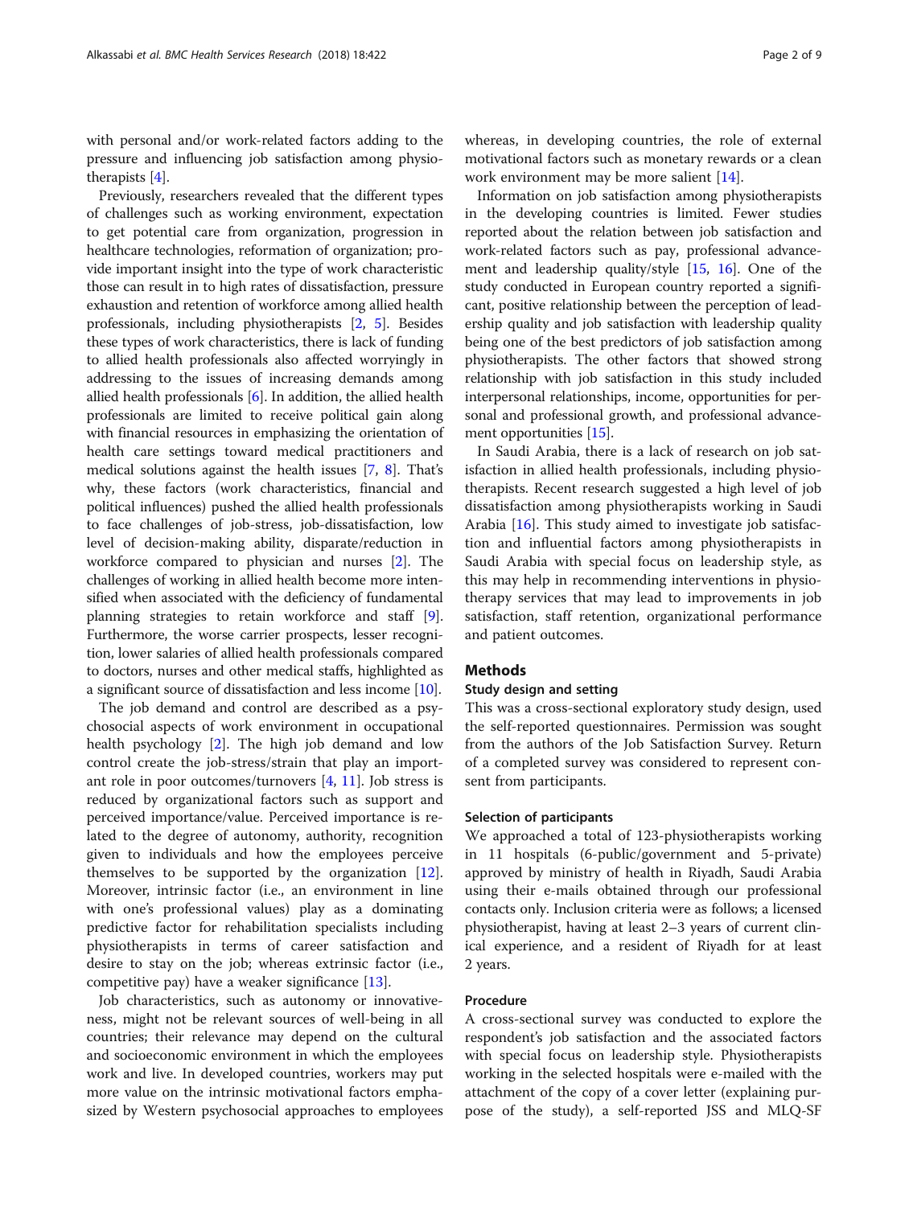with personal and/or work-related factors adding to the pressure and influencing job satisfaction among physiotherapists [4].

Previously, researchers revealed that the different types of challenges such as working environment, expectation to get potential care from organization, progression in healthcare technologies, reformation of organization; provide important insight into the type of work characteristic those can result in to high rates of dissatisfaction, pressure exhaustion and retention of workforce among allied health professionals, including physiotherapists [2, 5]. Besides these types of work characteristics, there is lack of funding to allied health professionals also affected worryingly in addressing to the issues of increasing demands among allied health professionals [6]. In addition, the allied health professionals are limited to receive political gain along with financial resources in emphasizing the orientation of health care settings toward medical practitioners and medical solutions against the health issues [7, 8]. That's why, these factors (work characteristics, financial and political influences) pushed the allied health professionals to face challenges of job-stress, job-dissatisfaction, low level of decision-making ability, disparate/reduction in workforce compared to physician and nurses [2]. The challenges of working in allied health become more intensified when associated with the deficiency of fundamental planning strategies to retain workforce and staff [9]. Furthermore, the worse carrier prospects, lesser recognition, lower salaries of allied health professionals compared to doctors, nurses and other medical staffs, highlighted as a significant source of dissatisfaction and less income [10].

The job demand and control are described as a psychosocial aspects of work environment in occupational health psychology [2]. The high job demand and low control create the job-stress/strain that play an important role in poor outcomes/turnovers [4, 11]. Job stress is reduced by organizational factors such as support and perceived importance/value. Perceived importance is related to the degree of autonomy, authority, recognition given to individuals and how the employees perceive themselves to be supported by the organization [12]. Moreover, intrinsic factor (i.e., an environment in line with one's professional values) play as a dominating predictive factor for rehabilitation specialists including physiotherapists in terms of career satisfaction and desire to stay on the job; whereas extrinsic factor (i.e., competitive pay) have a weaker significance [13].

Job characteristics, such as autonomy or innovativeness, might not be relevant sources of well-being in all countries; their relevance may depend on the cultural and socioeconomic environment in which the employees work and live. In developed countries, workers may put more value on the intrinsic motivational factors emphasized by Western psychosocial approaches to employees whereas, in developing countries, the role of external motivational factors such as monetary rewards or a clean work environment may be more salient [14].

Information on job satisfaction among physiotherapists in the developing countries is limited. Fewer studies reported about the relation between job satisfaction and work-related factors such as pay, professional advancement and leadership quality/style [15, 16]. One of the study conducted in European country reported a significant, positive relationship between the perception of leadership quality and job satisfaction with leadership quality being one of the best predictors of job satisfaction among physiotherapists. The other factors that showed strong relationship with job satisfaction in this study included interpersonal relationships, income, opportunities for personal and professional growth, and professional advancement opportunities [15].

In Saudi Arabia, there is a lack of research on job satisfaction in allied health professionals, including physiotherapists. Recent research suggested a high level of job dissatisfaction among physiotherapists working in Saudi Arabia [16]. This study aimed to investigate job satisfaction and influential factors among physiotherapists in Saudi Arabia with special focus on leadership style, as this may help in recommending interventions in physiotherapy services that may lead to improvements in job satisfaction, staff retention, organizational performance and patient outcomes.

## Methods

### Study design and setting

This was a cross-sectional exploratory study design, used the self-reported questionnaires. Permission was sought from the authors of the Job Satisfaction Survey. Return of a completed survey was considered to represent consent from participants.

### Selection of participants

We approached a total of 123-physiotherapists working in 11 hospitals (6-public/government and 5-private) approved by ministry of health in Riyadh, Saudi Arabia using their e-mails obtained through our professional contacts only. Inclusion criteria were as follows; a licensed physiotherapist, having at least 2–3 years of current clinical experience, and a resident of Riyadh for at least 2 years.

### Procedure

A cross-sectional survey was conducted to explore the respondent's job satisfaction and the associated factors with special focus on leadership style. Physiotherapists working in the selected hospitals were e-mailed with the attachment of the copy of a cover letter (explaining purpose of the study), a self-reported JSS and MLQ-SF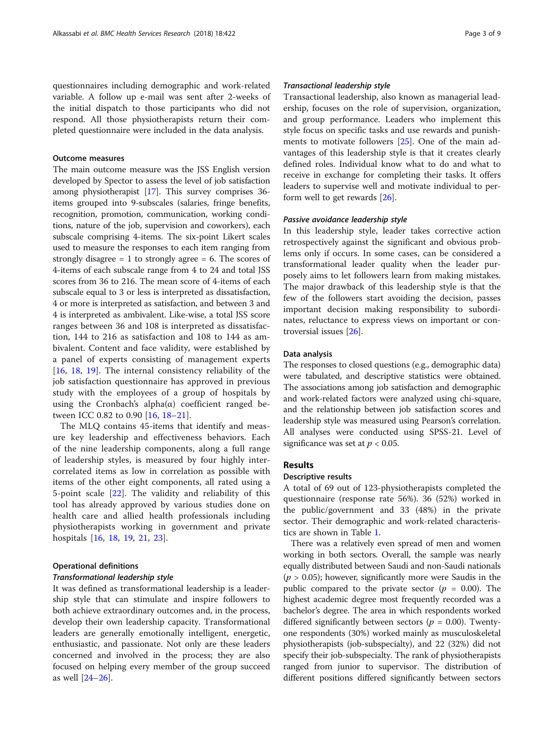questionnaires including demographic and work-related variable. A follow up e-mail was sent after 2-weeks of the initial dispatch to those participants who did not respond. All those physiotherapists return their completed questionnaire were included in the data analysis.

### Outcome measures

The main outcome measure was the JSS English version developed by Spector to assess the level of job satisfaction among physiotherapist [17]. This survey comprises 36-items grouped into 9-subscales (salaries, fringe benefits, recognition, promotion, communication, working conditions, nature of the job, supervision and coworkers), each subscale comprising 4-items. The six-point Likert scales used to measure the responses to each item ranging from strongly disagree = 1 to strongly agree = 6. The scores of 4-items of each subscale range from 4 to 24 and total JSS scores from 36 to 216. The mean score of 4-items of each subscale equal to 3 or less is interpreted as dissatisfaction, 4 or more is interpreted as satisfaction, and between 3 and 4 is interpreted as ambivalent. Like-wise, a total JSS score ranges between 36 and 108 is interpreted as dissatisfaction, 144 to 216 as satisfaction and 108 to 144 as ambivalent. Content and face validity, were established by a panel of experts consisting of management experts [16, 18, 19]. The internal consistency reliability of the job satisfaction questionnaire has approved in previous study with the employees of a group of hospitals by using the Cronbach's alpha(α) coefficient ranged between ICC 0.82 to 0.90 [16, 18–21].

The MLQ contains 45-items that identify and measure key leadership and effectiveness behaviors. Each of the nine leadership components, along a full range of leadership styles, is measured by four highly intercorrelated items as low in correlation as possible with items of the other eight components, all rated using a 5-point scale [22]. The validity and reliability of this tool has already approved by various studies done on health care and allied health professionals including physiotherapists working in government and private hospitals [16, 18, 19, 21, 23].

### Operational definitions

#### *Transformational leadership style*

It was defined as transformational leadership is a leadership style that can stimulate and inspire followers to both achieve extraordinary outcomes and, in the process, develop their own leadership capacity. Transformational leaders are generally emotionally intelligent, energetic, enthusiastic, and passionate. Not only are these leaders concerned and involved in the process; they are also focused on helping every member of the group succeed as well [24–26].

#### *Transactional leadership style*

Transactional leadership, also known as managerial leadership, focuses on the role of supervision, organization, and group performance. Leaders who implement this style focus on specific tasks and use rewards and punishments to motivate followers [25]. One of the main advantages of this leadership style is that it creates clearly defined roles. Individual know what to do and what to receive in exchange for completing their tasks. It offers leaders to supervise well and motivate individual to perform well to get rewards [26].

#### *Passive avoidance leadership style*

In this leadership style, leader takes corrective action retrospectively against the significant and obvious problems only if occurs. In some cases, can be considered a transformational leader quality when the leader purposely aims to let followers learn from making mistakes. The major drawback of this leadership style is that the few of the followers start avoiding the decision, passes important decision making responsibility to subordinates, reluctance to express views on important or controversial issues [26].

### Data analysis

The responses to closed questions (e.g., demographic data) were tabulated, and descriptive statistics were obtained. The associations among job satisfaction and demographic and work-related factors were analyzed using chi-square, and the relationship between job satisfaction scores and leadership style was measured using Pearson's correlation. All analyses were conducted using SPSS-21. Level of significance was set at $p < 0.05$.

## Results

### Descriptive results

A total of 69 out of 123-physiotherapists completed the questionnaire (response rate 56%). 36 (52%) worked in the public/government and 33 (48%) in the private sector. Their demographic and work-related characteristics are shown in Table 1.

There was a relatively even spread of men and women working in both sectors. Overall, the sample was nearly equally distributed between Saudi and non-Saudi nationals ($p > 0.05$); however, significantly more were Saudis in the public compared to the private sector ($p = 0.00$). The highest academic degree most frequently recorded was a bachelor's degree. The area in which respondents worked differed significantly between sectors ($p = 0.00$). Twenty-one respondents (30%) worked mainly as musculoskeletal physiotherapists (job-subspecialty), and 22 (32%) did not specify their job-subspecialty. The rank of physiotherapists ranged from junior to supervisor. The distribution of different positions differed significantly between sectors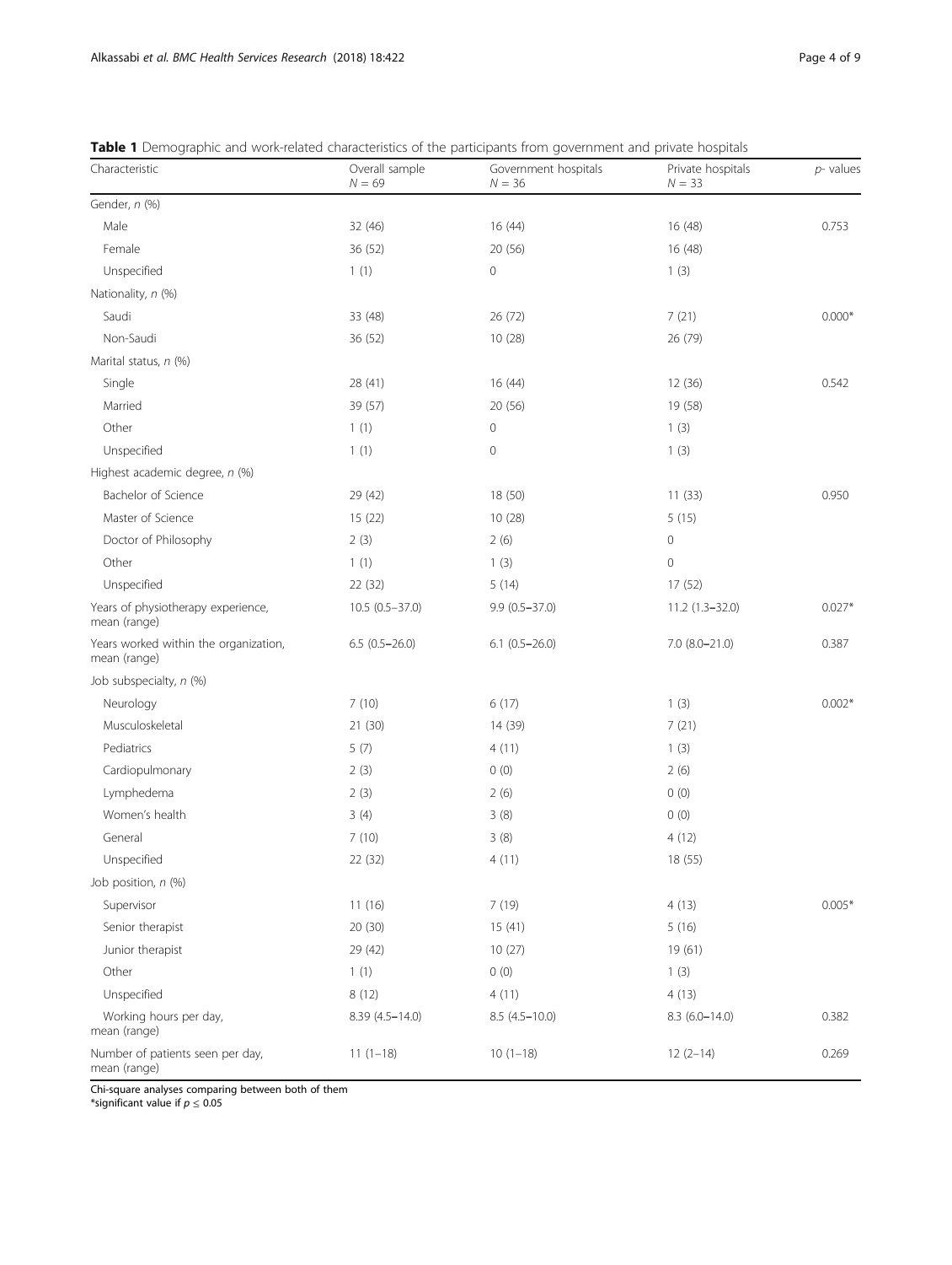**Table 1** Demographic and work-related characteristics of the participants from government and private hospitals

| Characteristic | Overall sample $N = 69$ | Government hospitals $N = 36$ | Private hospitals $N = 33$ | *p*- values |
|---|---|---|---|---|
| Gender, *n* (%) | | | | |
| Male | 32 (46) | 16 (44) | 16 (48) | 0.753 |
| Female | 36 (52) | 20 (56) | 16 (48) | |
| Unspecified | 1 (1) | 0 | 1 (3) | |
| Nationality, *n* (%) | | | | |
| Saudi | 33 (48) | 26 (72) | 7 (21) | 0.000* |
| Non-Saudi | 36 (52) | 10 (28) | 26 (79) | |
| Marital status, *n* (%) | | | | |
| Single | 28 (41) | 16 (44) | 12 (36) | 0.542 |
| Married | 39 (57) | 20 (56) | 19 (58) | |
| Other | 1 (1) | 0 | 1 (3) | |
| Unspecified | 1 (1) | 0 | 1 (3) | |
| Highest academic degree, *n* (%) | | | | |
| Bachelor of Science | 29 (42) | 18 (50) | 11 (33) | 0.950 |
| Master of Science | 15 (22) | 10 (28) | 5 (15) | |
| Doctor of Philosophy | 2 (3) | 2 (6) | 0 | |
| Other | 1 (1) | 1 (3) | 0 | |
| Unspecified | 22 (32) | 5 (14) | 17 (52) | |
| Years of physiotherapy experience, mean (range) | 10.5 (0.5–37.0) | 9.9 (0.5–37.0) | 11.2 (1.3–32.0) | 0.027* |
| Years worked within the organization, mean (range) | 6.5 (0.5–26.0) | 6.1 (0.5–26.0) | 7.0 (8.0–21.0) | 0.387 |
| Job subspecialty, *n* (%) | | | | |
| Neurology | 7 (10) | 6 (17) | 1 (3) | 0.002* |
| Musculoskeletal | 21 (30) | 14 (39) | 7 (21) | |
| Pediatrics | 5 (7) | 4 (11) | 1 (3) | |
| Cardiopulmonary | 2 (3) | 0 (0) | 2 (6) | |
| Lymphedema | 2 (3) | 2 (6) | 0 (0) | |
| Women's health | 3 (4) | 3 (8) | 0 (0) | |
| General | 7 (10) | 3 (8) | 4 (12) | |
| Unspecified | 22 (32) | 4 (11) | 18 (55) | |
| Job position, *n* (%) | | | | |
| Supervisor | 11 (16) | 7 (19) | 4 (13) | 0.005* |
| Senior therapist | 20 (30) | 15 (41) | 5 (16) | |
| Junior therapist | 29 (42) | 10 (27) | 19 (61) | |
| Other | 1 (1) | 0 (0) | 1 (3) | |
| Unspecified | 8 (12) | 4 (11) | 4 (13) | |
| Working hours per day, mean (range) | 8.39 (4.5–14.0) | 8.5 (4.5–10.0) | 8.3 (6.0–14.0) | 0.382 |
| Number of patients seen per day, mean (range) | 11 (1–18) | 10 (1–18) | 12 (2–14) | 0.269 |

Chi-square analyses comparing between both of them
*significant value if $p \leq 0.05$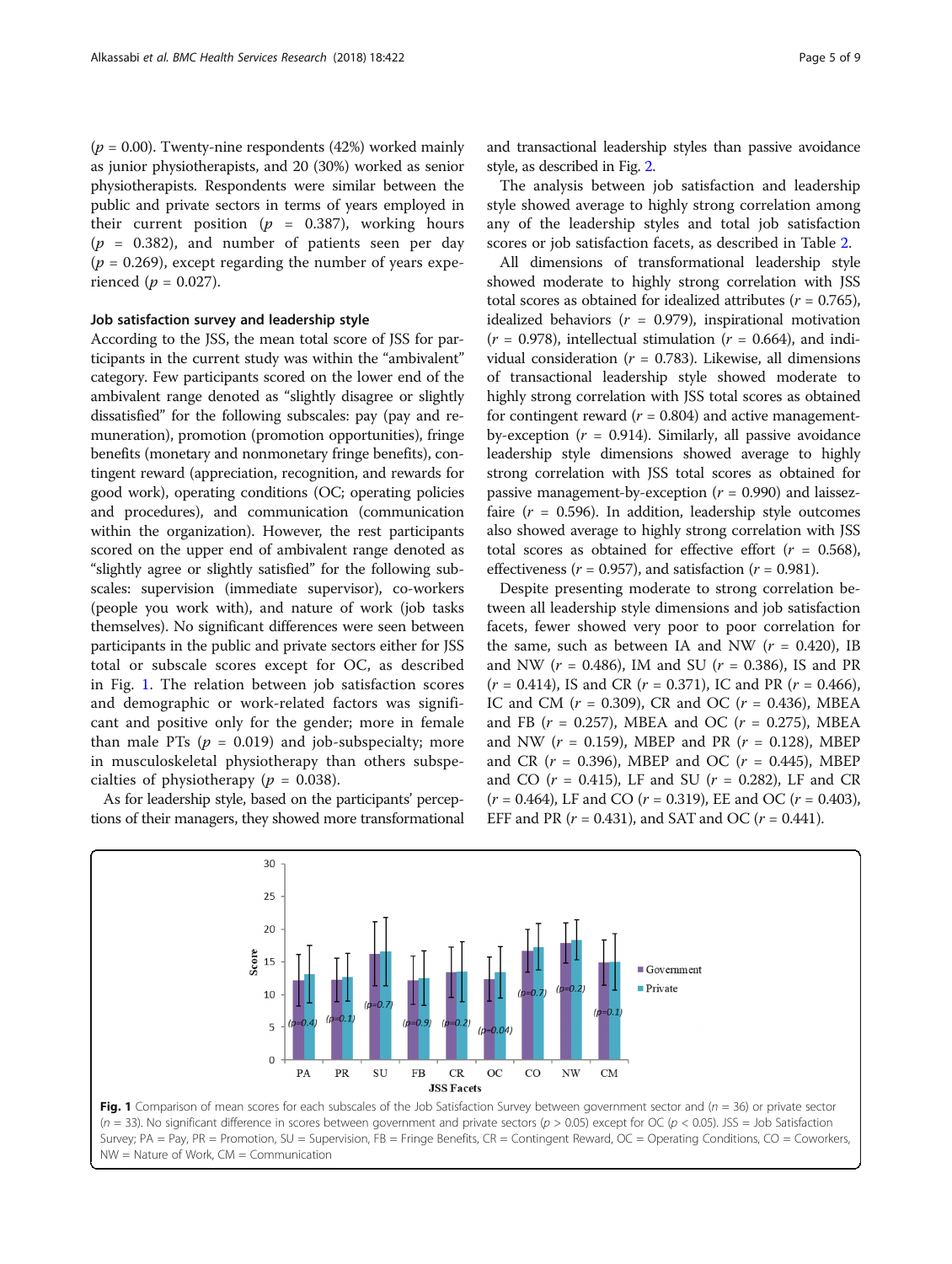($p = 0.00$). Twenty-nine respondents (42%) worked mainly as junior physiotherapists, and 20 (30%) worked as senior physiotherapists. Respondents were similar between the public and private sectors in terms of years employed in their current position ($p = 0.387$), working hours ($p = 0.382$), and number of patients seen per day ($p = 0.269$), except regarding the number of years experienced ($p = 0.027$).

### Job satisfaction survey and leadership style

According to the JSS, the mean total score of JSS for participants in the current study was within the "ambivalent" category. Few participants scored on the lower end of the ambivalent range denoted as "slightly disagree or slightly dissatisfied" for the following subscales: pay (pay and remuneration), promotion (promotion opportunities), fringe benefits (monetary and nonmonetary fringe benefits), contingent reward (appreciation, recognition, and rewards for good work), operating conditions (OC; operating policies and procedures), and communication (communication within the organization). However, the rest participants scored on the upper end of ambivalent range denoted as "slightly agree or slightly satisfied" for the following subscales: supervision (immediate supervisor), co-workers (people you work with), and nature of work (job tasks themselves). No significant differences were seen between participants in the public and private sectors either for JSS total or subscale scores except for OC, as described in Fig. 1. The relation between job satisfaction scores and demographic or work-related factors was significant and positive only for the gender; more in female than male PTs ($p = 0.019$) and job-subspecialty; more in musculoskeletal physiotherapy than others subspecialties of physiotherapy ($p = 0.038$).

As for leadership style, based on the participants' perceptions of their managers, they showed more transformational and transactional leadership styles than passive avoidance style, as described in Fig. 2.

The analysis between job satisfaction and leadership style showed average to highly strong correlation among any of the leadership styles and total job satisfaction scores or job satisfaction facets, as described in Table 2.

All dimensions of transformational leadership style showed moderate to highly strong correlation with JSS total scores as obtained for idealized attributes ($r = 0.765$), idealized behaviors ($r = 0.979$), inspirational motivation ($r = 0.978$), intellectual stimulation ($r = 0.664$), and individual consideration ($r = 0.783$). Likewise, all dimensions of transactional leadership style showed moderate to highly strong correlation with JSS total scores as obtained for contingent reward ($r = 0.804$) and active management-by-exception ($r = 0.914$). Similarly, all passive avoidance leadership style dimensions showed average to highly strong correlation with JSS total scores as obtained for passive management-by-exception ($r = 0.990$) and laissez-faire ($r = 0.596$). In addition, leadership style outcomes also showed average to highly strong correlation with JSS total scores as obtained for effective effort ($r = 0.568$), effectiveness ($r = 0.957$), and satisfaction ($r = 0.981$).

Despite presenting moderate to strong correlation between all leadership style dimensions and job satisfaction facets, fewer showed very poor to poor correlation for the same, such as between IA and NW ($r = 0.420$), IB and NW ($r = 0.486$), IM and SU ($r = 0.386$), IS and PR ($r = 0.414$), IS and CR ($r = 0.371$), IC and PR ($r = 0.466$), IC and CM ($r = 0.309$), CR and OC ($r = 0.436$), MBEA and FB ($r = 0.257$), MBEA and OC ($r = 0.275$), MBEA and NW ($r = 0.159$), MBEP and PR ($r = 0.128$), MBEP and CR ($r = 0.396$), MBEP and OC ($r = 0.445$), MBEP and CO ($r = 0.415$), LF and SU ($r = 0.282$), LF and CR ($r = 0.464$), LF and CO ($r = 0.319$), EE and OC ($r = 0.403$), EFF and PR ($r = 0.431$), and SAT and OC ($r = 0.441$).

**Fig. 1** Comparison of mean scores for each subscales of the Job Satisfaction Survey between government sector and ($n = 36$) or private sector ($n = 33$). No significant difference in scores between government and private sectors ($p > 0.05$) except for OC ($p < 0.05$). JSS = Job Satisfaction Survey; PA = Pay, PR = Promotion, SU = Supervision, FB = Fringe Benefits, CR = Contingent Reward, OC = Operating Conditions, CO = Coworkers, NW = Nature of Work, CM = Communication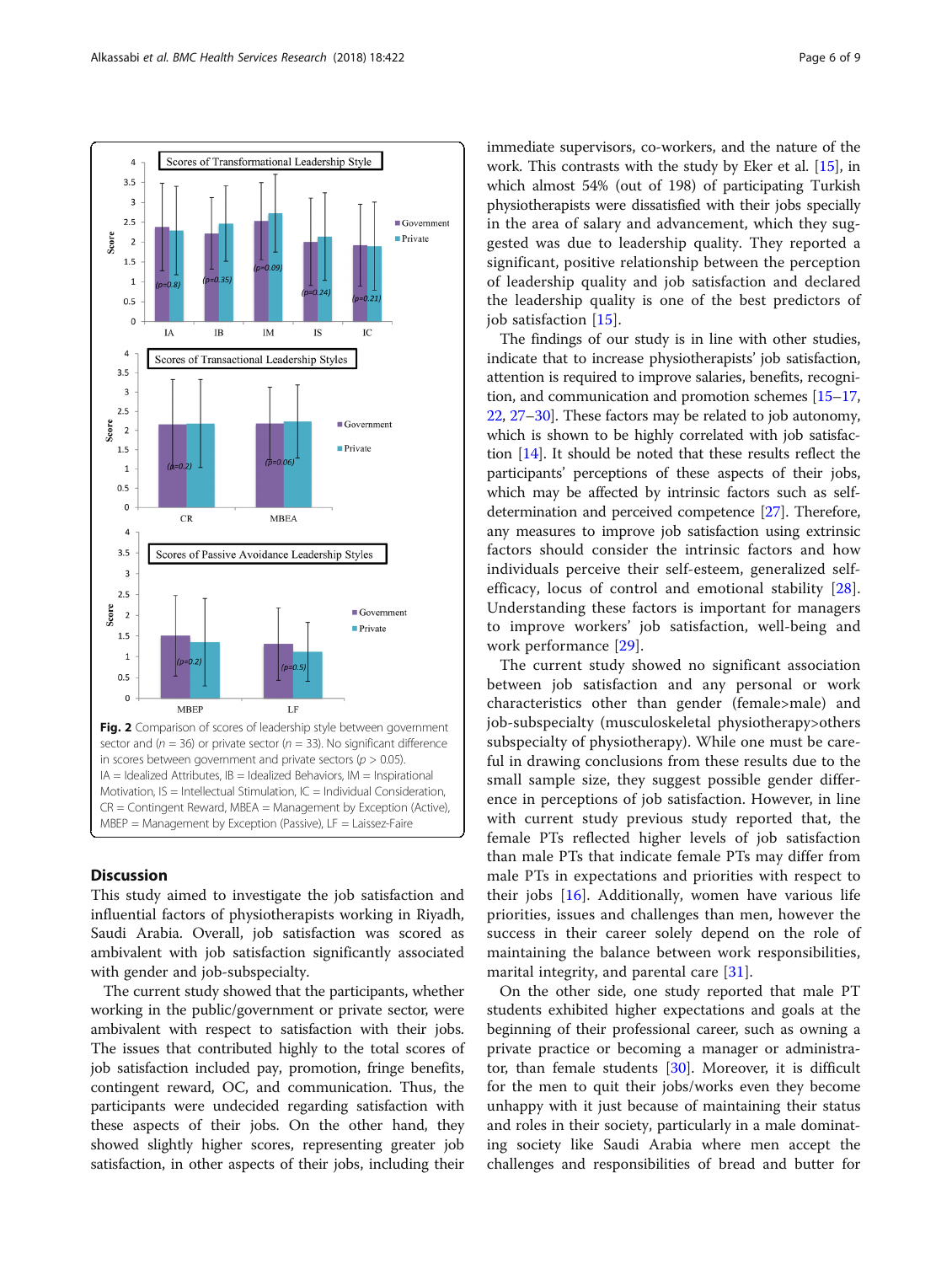**Fig. 2** Comparison of scores of leadership style between government sector and ($n = 36$) or private sector ($n = 33$). No significant difference in scores between government and private sectors ($p > 0.05$). IA = Idealized Attributes, IB = Idealized Behaviors, IM = Inspirational Motivation, IS = Intellectual Stimulation, IC = Individual Consideration, CR = Contingent Reward, MBEA = Management by Exception (Active), MBEP = Management by Exception (Passive), LF = Laissez-Faire

## Discussion

This study aimed to investigate the job satisfaction and influential factors of physiotherapists working in Riyadh, Saudi Arabia. Overall, job satisfaction was scored as ambivalent with job satisfaction significantly associated with gender and job-subspecialty.

The current study showed that the participants, whether working in the public/government or private sector, were ambivalent with respect to satisfaction with their jobs. The issues that contributed highly to the total scores of job satisfaction included pay, promotion, fringe benefits, contingent reward, OC, and communication. Thus, the participants were undecided regarding satisfaction with these aspects of their jobs. On the other hand, they showed slightly higher scores, representing greater job satisfaction, in other aspects of their jobs, including their immediate supervisors, co-workers, and the nature of the work. This contrasts with the study by Eker et al. [15], in which almost 54% (out of 198) of participating Turkish physiotherapists were dissatisfied with their jobs specially in the area of salary and advancement, which they suggested was due to leadership quality. They reported a significant, positive relationship between the perception of leadership quality and job satisfaction and declared the leadership quality is one of the best predictors of job satisfaction [15].

The findings of our study is in line with other studies, indicate that to increase physiotherapists' job satisfaction, attention is required to improve salaries, benefits, recognition, and communication and promotion schemes [15–17, 22, 27–30]. These factors may be related to job autonomy, which is shown to be highly correlated with job satisfaction [14]. It should be noted that these results reflect the participants' perceptions of these aspects of their jobs, which may be affected by intrinsic factors such as self-determination and perceived competence [27]. Therefore, any measures to improve job satisfaction using extrinsic factors should consider the intrinsic factors and how individuals perceive their self-esteem, generalized self-efficacy, locus of control and emotional stability [28]. Understanding these factors is important for managers to improve workers' job satisfaction, well-being and work performance [29].

The current study showed no significant association between job satisfaction and any personal or work characteristics other than gender (female>male) and job-subspecialty (musculoskeletal physiotherapy>others subspecialty of physiotherapy). While one must be careful in drawing conclusions from these results due to the small sample size, they suggest possible gender difference in perceptions of job satisfaction. However, in line with current study previous study reported that, the female PTs reflected higher levels of job satisfaction than male PTs that indicate female PTs may differ from male PTs in expectations and priorities with respect to their jobs [16]. Additionally, women have various life priorities, issues and challenges than men, however the success in their career solely depend on the role of maintaining the balance between work responsibilities, marital integrity, and parental care [31].

On the other side, one study reported that male PT students exhibited higher expectations and goals at the beginning of their professional career, such as owning a private practice or becoming a manager or administrator, than female students [30]. Moreover, it is difficult for the men to quit their jobs/works even they become unhappy with it just because of maintaining their status and roles in their society, particularly in a male dominating society like Saudi Arabia where men accept the challenges and responsibilities of bread and butter for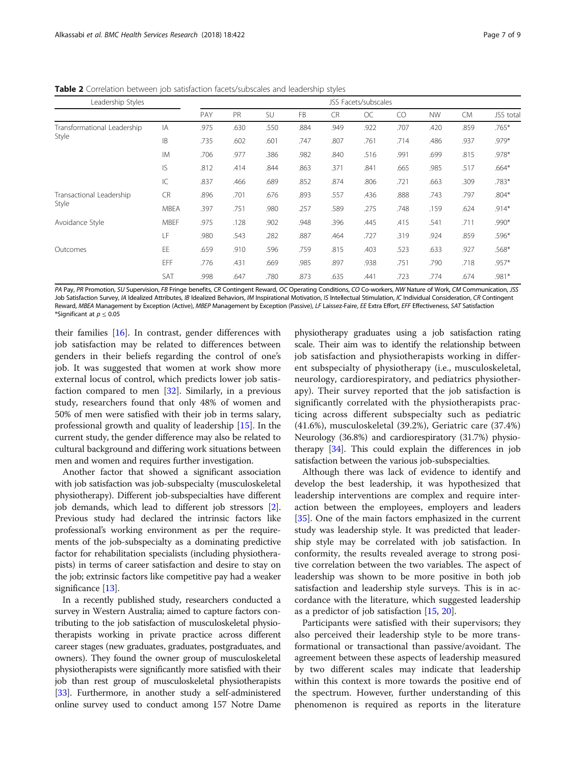**Table 2** Correlation between job satisfaction facets/subscales and leadership styles

| Leadership Styles | | JSS Facets/subscales | | | | | | | | | |
|---|---|---|---|---|---|---|---|---|---|---|---|
| | | PAY | PR | SU | FB | CR | OC | CO | NW | CM | JSS total |
| Transformational Leadership Style | IA | .975 | .630 | .550 | .884 | .949 | .922 | .707 | .420 | .859 | .765* |
| | IB | .735 | .602 | .601 | .747 | .807 | .761 | .714 | .486 | .937 | .979* |
| | IM | .706 | .977 | .386 | .982 | .840 | .516 | .991 | .699 | .815 | .978* |
| | IS | .812 | .414 | .844 | .863 | .371 | .841 | .665 | .985 | .517 | .664* |
| | IC | .837 | .466 | .689 | .852 | .874 | .806 | .721 | .663 | .309 | .783* |
| Transactional Leadership Style | CR | .896 | .701 | .676 | .893 | .557 | .436 | .888 | .743 | .797 | .804* |
| | MBEA | .397 | .751 | .980 | .257 | .589 | .275 | .748 | .159 | .624 | .914* |
| Avoidance Style | MBEF | .975 | .128 | .902 | .948 | .396 | .445 | .415 | .541 | .711 | .990* |
| | LF | .980 | .543 | .282 | .887 | .464 | .727 | .319 | .924 | .859 | .596* |
| Outcomes | EE | .659 | .910 | .596 | .759 | .815 | .403 | .523 | .633 | .927 | .568* |
| | EFF | .776 | .431 | .669 | .985 | .897 | .938 | .751 | .790 | .718 | .957* |
| | SAT | .998 | .647 | .780 | .873 | .635 | .441 | .723 | .774 | .674 | .981* |

*PA* Pay, *PR* Promotion, *SU* Supervision, *FB* Fringe benefits, *CR* Contingent Reward, *OC* Operating Conditions, *CO* Co-workers, *NW* Nature of Work, *CM* Communication, *JSS* Job Satisfaction Survey, *IA* Idealized Attributes, *IB* Idealized Behaviors, *IM* Inspirational Motivation, *IS* Intellectual Stimulation, *IC* Individual Consideration, *CR* Contingent Reward, *MBEA* Management by Exception (Active), *MBEP* Management by Exception (Passive), *LF* Laissez-Faire, *EE* Extra Effort, *EFF* Effectiveness, *SAT* Satisfaction
*Significant at $p \leq 0.05$

their families [16]. In contrast, gender differences with job satisfaction may be related to differences between genders in their beliefs regarding the control of one's job. It was suggested that women at work show more external locus of control, which predicts lower job satisfaction compared to men [32]. Similarly, in a previous study, researchers found that only 48% of women and 50% of men were satisfied with their job in terms salary, professional growth and quality of leadership [15]. In the current study, the gender difference may also be related to cultural background and differing work situations between men and women and requires further investigation.

Another factor that showed a significant association with job satisfaction was job-subspecialty (musculoskeletal physiotherapy). Different job-subspecialties have different job demands, which lead to different job stressors [2]. Previous study had declared the intrinsic factors like professional's working environment as per the requirements of the job-subspecialty as a dominating predictive factor for rehabilitation specialists (including physiotherapists) in terms of career satisfaction and desire to stay on the job; extrinsic factors like competitive pay had a weaker significance [13].

In a recently published study, researchers conducted a survey in Western Australia; aimed to capture factors contributing to the job satisfaction of musculoskeletal physiotherapists working in private practice across different career stages (new graduates, graduates, postgraduates, and owners). They found the owner group of musculoskeletal physiotherapists were significantly more satisfied with their job than rest group of musculoskeletal physiotherapists [33]. Furthermore, in another study a self-administered online survey used to conduct among 157 Notre Dame physiotherapy graduates using a job satisfaction rating scale. Their aim was to identify the relationship between job satisfaction and physiotherapists working in different subspecialty of physiotherapy (i.e., musculoskeletal, neurology, cardiorespiratory, and pediatrics physiotherapy). Their survey reported that the job satisfaction is significantly correlated with the physiotherapists practicing across different subspecialty such as pediatric (41.6%), musculoskeletal (39.2%), Geriatric care (37.4%) Neurology (36.8%) and cardiorespiratory (31.7%) physiotherapy [34]. This could explain the differences in job satisfaction between the various job-subspecialties.

Although there was lack of evidence to identify and develop the best leadership, it was hypothesized that leadership interventions are complex and require interaction between the employees, employers and leaders [35]. One of the main factors emphasized in the current study was leadership style. It was predicted that leadership style may be correlated with job satisfaction. In conformity, the results revealed average to strong positive correlation between the two variables. The aspect of leadership was shown to be more positive in both job satisfaction and leadership style surveys. This is in accordance with the literature, which suggested leadership as a predictor of job satisfaction [15, 20].

Participants were satisfied with their supervisors; they also perceived their leadership style to be more transformational or transactional than passive/avoidant. The agreement between these aspects of leadership measured by two different scales may indicate that leadership within this context is more towards the positive end of the spectrum. However, further understanding of this phenomenon is required as reports in the literature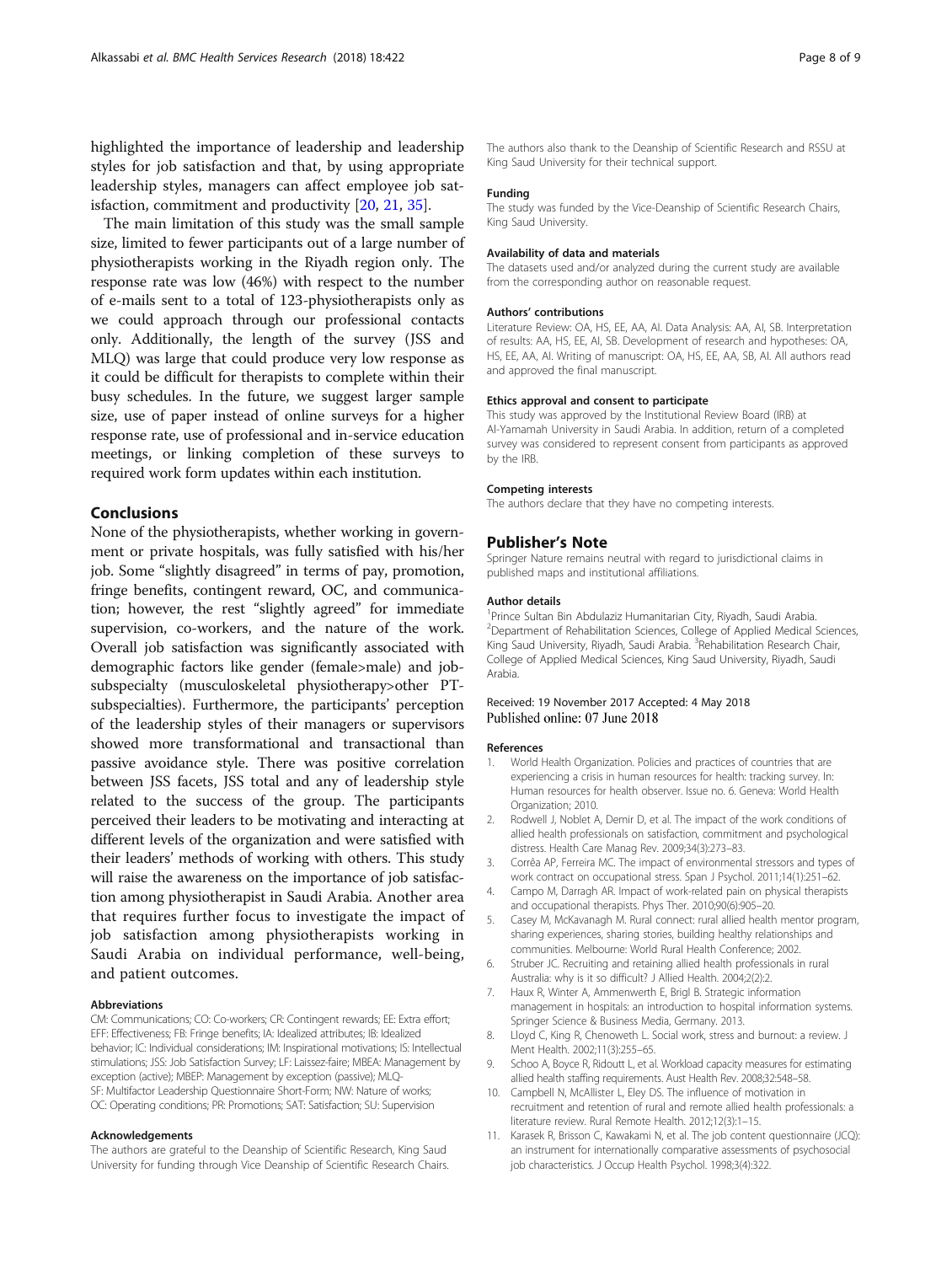highlighted the importance of leadership and leadership styles for job satisfaction and that, by using appropriate leadership styles, managers can affect employee job satisfaction, commitment and productivity [20, 21, 35].

The main limitation of this study was the small sample size, limited to fewer participants out of a large number of physiotherapists working in the Riyadh region only. The response rate was low (46%) with respect to the number of e-mails sent to a total of 123-physiotherapists only as we could approach through our professional contacts only. Additionally, the length of the survey (JSS and MLQ) was large that could produce very low response as it could be difficult for therapists to complete within their busy schedules. In the future, we suggest larger sample size, use of paper instead of online surveys for a higher response rate, use of professional and in-service education meetings, or linking completion of these surveys to required work form updates within each institution.

## Conclusions

None of the physiotherapists, whether working in government or private hospitals, was fully satisfied with his/her job. Some "slightly disagreed" in terms of pay, promotion, fringe benefits, contingent reward, OC, and communication; however, the rest "slightly agreed" for immediate supervision, co-workers, and the nature of the work. Overall job satisfaction was significantly associated with demographic factors like gender (female>male) and job-subspecialty (musculoskeletal physiotherapy>other PT-subspecialties). Furthermore, the participants' perception of the leadership styles of their managers or supervisors showed more transformational and transactional than passive avoidance style. There was positive correlation between JSS facets, JSS total and any of leadership style related to the success of the group. The participants perceived their leaders to be motivating and interacting at different levels of the organization and were satisfied with their leaders' methods of working with others. This study will raise the awareness on the importance of job satisfaction among physiotherapist in Saudi Arabia. Another area that requires further focus to investigate the impact of job satisfaction among physiotherapists working in Saudi Arabia on individual performance, well-being, and patient outcomes.

#### Abbreviations

CM: Communications; CO: Co-workers; CR: Contingent rewards; EE: Extra effort; EFF: Effectiveness; FB: Fringe benefits; IA: Idealized attributes; IB: Idealized behavior; IC: Individual considerations; IM: Inspirational motivations; IS: Intellectual stimulations; JSS: Job Satisfaction Survey; LF: Laissez-faire; MBEA: Management by exception (active); MBEP: Management by exception (passive); MLQ-SF: Multifactor Leadership Questionnaire Short-Form; NW: Nature of works; OC: Operating conditions; PR: Promotions; SAT: Satisfaction; SU: Supervision

#### Acknowledgements

The authors are grateful to the Deanship of Scientific Research, King Saud University for funding through Vice Deanship of Scientific Research Chairs. The authors also thank to the Deanship of Scientific Research and RSSU at King Saud University for their technical support.

#### Funding

The study was funded by the Vice-Deanship of Scientific Research Chairs, King Saud University.

#### Availability of data and materials

The datasets used and/or analyzed during the current study are available from the corresponding author on reasonable request.

#### Authors' contributions

Literature Review: OA, HS, EE, AA, AI. Data Analysis: AA, AI, SB. Interpretation of results: AA, HS, EE, AI, SB. Development of research and hypotheses: OA, HS, EE, AA, AI. Writing of manuscript: OA, HS, EE, AA, SB, AI. All authors read and approved the final manuscript.

#### Ethics approval and consent to participate

This study was approved by the Institutional Review Board (IRB) at Al-Yamamah University in Saudi Arabia. In addition, return of a completed survey was considered to represent consent from participants as approved by the IRB.

#### Competing interests

The authors declare that they have no competing interests.

## Publisher's Note

Springer Nature remains neutral with regard to jurisdictional claims in published maps and institutional affiliations.

#### Author details

[1]Prince Sultan Bin Abdulaziz Humanitarian City, Riyadh, Saudi Arabia. [2]Department of Rehabilitation Sciences, College of Applied Medical Sciences, King Saud University, Riyadh, Saudi Arabia. [3]Rehabilitation Research Chair, College of Applied Medical Sciences, King Saud University, Riyadh, Saudi Arabia.

Received: 19 November 2017 Accepted: 4 May 2018
Published online: 07 June 2018

#### References

1. World Health Organization. Policies and practices of countries that are experiencing a crisis in human resources for health: tracking survey. In: Human resources for health observer. Issue no. 6. Geneva: World Health Organization; 2010.
2. Rodwell J, Noblet A, Demir D, et al. The impact of the work conditions of allied health professionals on satisfaction, commitment and psychological distress. Health Care Manag Rev. 2009;34(3):273–83.
3. Corrêa AP, Ferreira MC. The impact of environmental stressors and types of work contract on occupational stress. Span J Psychol. 2011;14(1):251–62.
4. Campo M, Darragh AR. Impact of work-related pain on physical therapists and occupational therapists. Phys Ther. 2010;90(6):905–20.
5. Casey M, McKavanagh M. Rural connect: rural allied health mentor program, sharing experiences, sharing stories, building healthy relationships and communities. Melbourne: World Rural Health Conference; 2002.
6. Struber JC. Recruiting and retaining allied health professionals in rural Australia: why is it so difficult? J Allied Health. 2004;2(2):2.
7. Haux R, Winter A, Ammenwerth E, Brigl B. Strategic information management in hospitals: an introduction to hospital information systems. Springer Science & Business Media, Germany. 2013.
8. Lloyd C, King R, Chenoweth L. Social work, stress and burnout: a review. J Ment Health. 2002;11(3):255–65.
9. Schoo A, Boyce R, Ridoutt L, et al. Workload capacity measures for estimating allied health staffing requirements. Aust Health Rev. 2008;32:548–58.
10. Campbell N, McAllister L, Eley DS. The influence of motivation in recruitment and retention of rural and remote allied health professionals: a literature review. Rural Remote Health. 2012;12(3):1–15.
11. Karasek R, Brisson C, Kawakami N, et al. The job content questionnaire (JCQ): an instrument for internationally comparative assessments of psychosocial job characteristics. J Occup Health Psychol. 1998;3(4):322.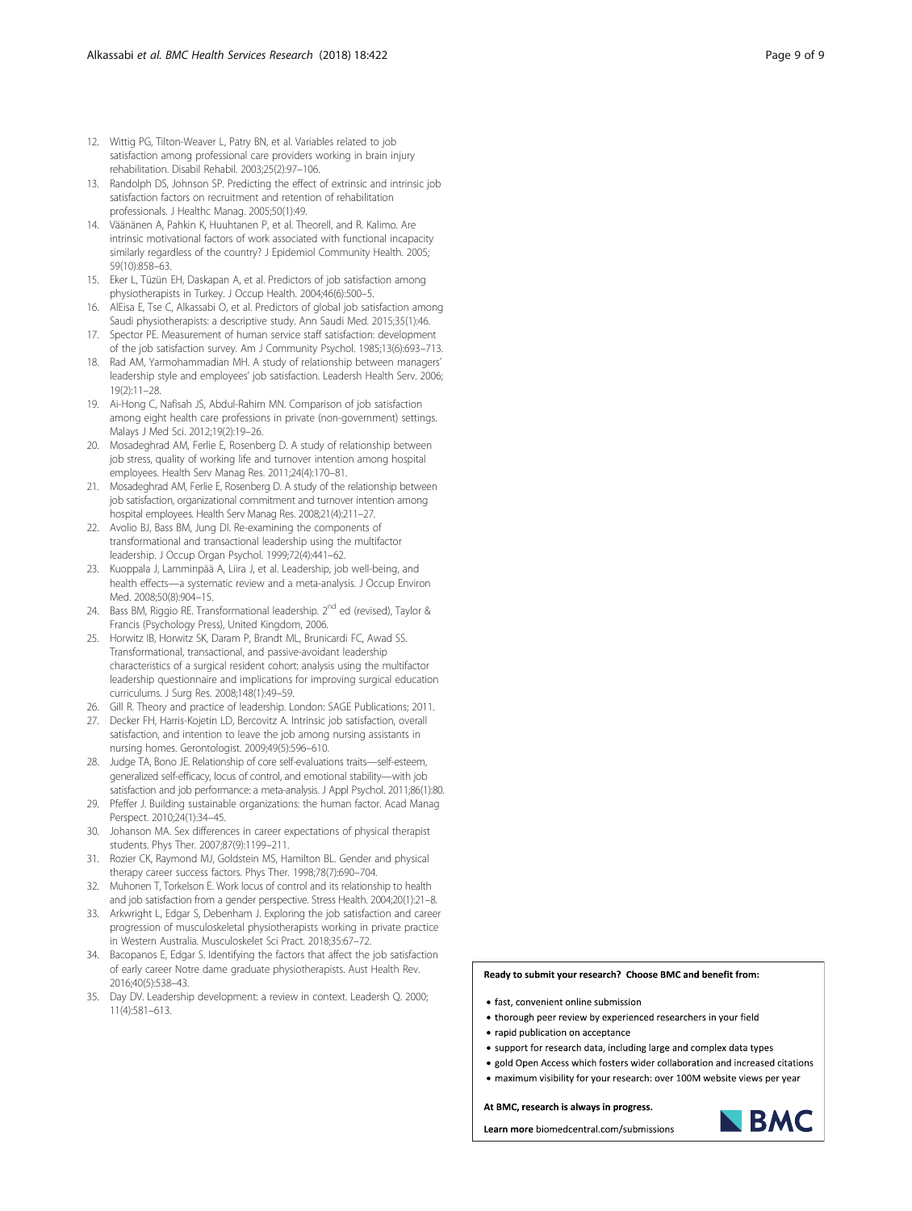12. Wittig PG, Tilton-Weaver L, Patry BN, et al. Variables related to job satisfaction among professional care providers working in brain injury rehabilitation. Disabil Rehabil. 2003;25(2):97–106.
13. Randolph DS, Johnson SP. Predicting the effect of extrinsic and intrinsic job satisfaction factors on recruitment and retention of rehabilitation professionals. J Healthc Manag. 2005;50(1):49.
14. Väänänen A, Pahkin K, Huuhtanen P, et al. Theorell, and R. Kalimo. Are intrinsic motivational factors of work associated with functional incapacity similarly regardless of the country? J Epidemiol Community Health. 2005; 59(10):858–63.
15. Eker L, Tüzün EH, Daskapan A, et al. Predictors of job satisfaction among physiotherapists in Turkey. J Occup Health. 2004;46(6):500–5.
16. AlEisa E, Tse C, Alkassabi O, et al. Predictors of global job satisfaction among Saudi physiotherapists: a descriptive study. Ann Saudi Med. 2015;35(1):46.
17. Spector PE. Measurement of human service staff satisfaction: development of the job satisfaction survey. Am J Community Psychol. 1985;13(6):693–713.
18. Rad AM, Yarmohammadian MH. A study of relationship between managers' leadership style and employees' job satisfaction. Leadersh Health Serv. 2006; 19(2):11–28.
19. Ai-Hong C, Nafisah JS, Abdul-Rahim MN. Comparison of job satisfaction among eight health care professions in private (non-government) settings. Malays J Med Sci. 2012;19(2):19–26.
20. Mosadeghrad AM, Ferlie E, Rosenberg D. A study of relationship between job stress, quality of working life and turnover intention among hospital employees. Health Serv Manag Res. 2011;24(4):170–81.
21. Mosadeghrad AM, Ferlie E, Rosenberg D. A study of the relationship between job satisfaction, organizational commitment and turnover intention among hospital employees. Health Serv Manag Res. 2008;21(4):211–27.
22. Avolio BJ, Bass BM, Jung DI. Re-examining the components of transformational and transactional leadership using the multifactor leadership. J Occup Organ Psychol. 1999;72(4):441–62.
23. Kuoppala J, Lamminpää A, Liira J, et al. Leadership, job well-being, and health effects—a systematic review and a meta-analysis. J Occup Environ Med. 2008;50(8):904–15.
24. Bass BM, Riggio RE. Transformational leadership. 2nd ed (revised), Taylor & Francis (Psychology Press), United Kingdom, 2006.
25. Horwitz IB, Horwitz SK, Daram P, Brandt ML, Brunicardi FC, Awad SS. Transformational, transactional, and passive-avoidant leadership characteristics of a surgical resident cohort: analysis using the multifactor leadership questionnaire and implications for improving surgical education curriculums. J Surg Res. 2008;148(1):49–59.
26. Gill R. Theory and practice of leadership. London: SAGE Publications; 2011.
27. Decker FH, Harris-Kojetin LD, Bercovitz A. Intrinsic job satisfaction, overall satisfaction, and intention to leave the job among nursing assistants in nursing homes. Gerontologist. 2009;49(5):596–610.
28. Judge TA, Bono JE. Relationship of core self-evaluations traits—self-esteem, generalized self-efficacy, locus of control, and emotional stability—with job satisfaction and job performance: a meta-analysis. J Appl Psychol. 2011;86(1):80.
29. Pfeffer J. Building sustainable organizations: the human factor. Acad Manag Perspect. 2010;24(1):34–45.
30. Johanson MA. Sex differences in career expectations of physical therapist students. Phys Ther. 2007;87(9):1199–211.
31. Rozier CK, Raymond MJ, Goldstein MS, Hamilton BL. Gender and physical therapy career success factors. Phys Ther. 1998;78(7):690–704.
32. Muhonen T, Torkelson E. Work locus of control and its relationship to health and job satisfaction from a gender perspective. Stress Health. 2004;20(1):21–8.
33. Arkwright L, Edgar S, Debenham J. Exploring the job satisfaction and career progression of musculoskeletal physiotherapists working in private practice in Western Australia. Musculoskelet Sci Pract. 2018;35:67–72.
34. Bacopanos E, Edgar S. Identifying the factors that affect the job satisfaction of early career Notre dame graduate physiotherapists. Aust Health Rev. 2016;40(5):538–43.
35. Day DV. Leadership development: a review in context. Leadersh Q. 2000; 11(4):581–613.

**Ready to submit your research? Choose BMC and benefit from:**

- fast, convenient online submission
- thorough peer review by experienced researchers in your field
- rapid publication on acceptance
- support for research data, including large and complex data types
- gold Open Access which fosters wider collaboration and increased citations
- maximum visibility for your research: over 100M website views per year

**At BMC, research is always in progress.**

**Learn more** biomedcentral.com/submissions

BMC